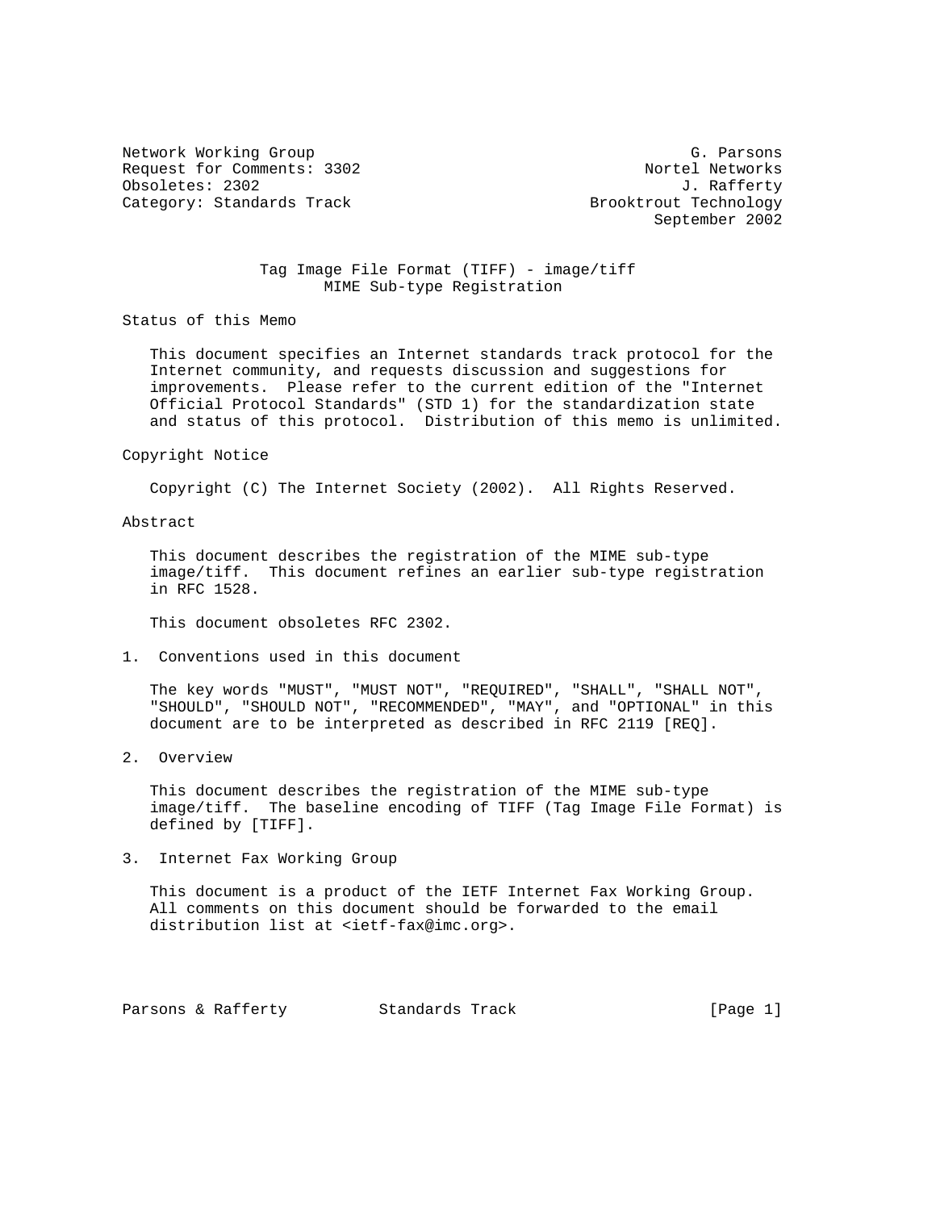Network Working Group G. Parsons
Request for Comments: 3302 Nortel Networks
Obsoletes: 2302 J. Rafferty
Category: Standards Track Brooktrout Technology
September 2002

# Tag Image File Format (TIFF) - image/tiff MIME Sub-type Registration

## Status of this Memo

This document specifies an Internet standards track protocol for the Internet community, and requests discussion and suggestions for improvements. Please refer to the current edition of the "Internet Official Protocol Standards" (STD 1) for the standardization state and status of this protocol. Distribution of this memo is unlimited.

## Copyright Notice

Copyright (C) The Internet Society (2002). All Rights Reserved.

## Abstract

This document describes the registration of the MIME sub-type image/tiff. This document refines an earlier sub-type registration in RFC 1528.

This document obsoletes RFC 2302.

## 1. Conventions used in this document

The key words "MUST", "MUST NOT", "REQUIRED", "SHALL", "SHALL NOT", "SHOULD", "SHOULD NOT", "RECOMMENDED", "MAY", and "OPTIONAL" in this document are to be interpreted as described in RFC 2119 [REQ].

## 2. Overview

This document describes the registration of the MIME sub-type image/tiff. The baseline encoding of TIFF (Tag Image File Format) is defined by [TIFF].

## 3. Internet Fax Working Group

This document is a product of the IETF Internet Fax Working Group. All comments on this document should be forwarded to the email distribution list at <ietf-fax@imc.org>.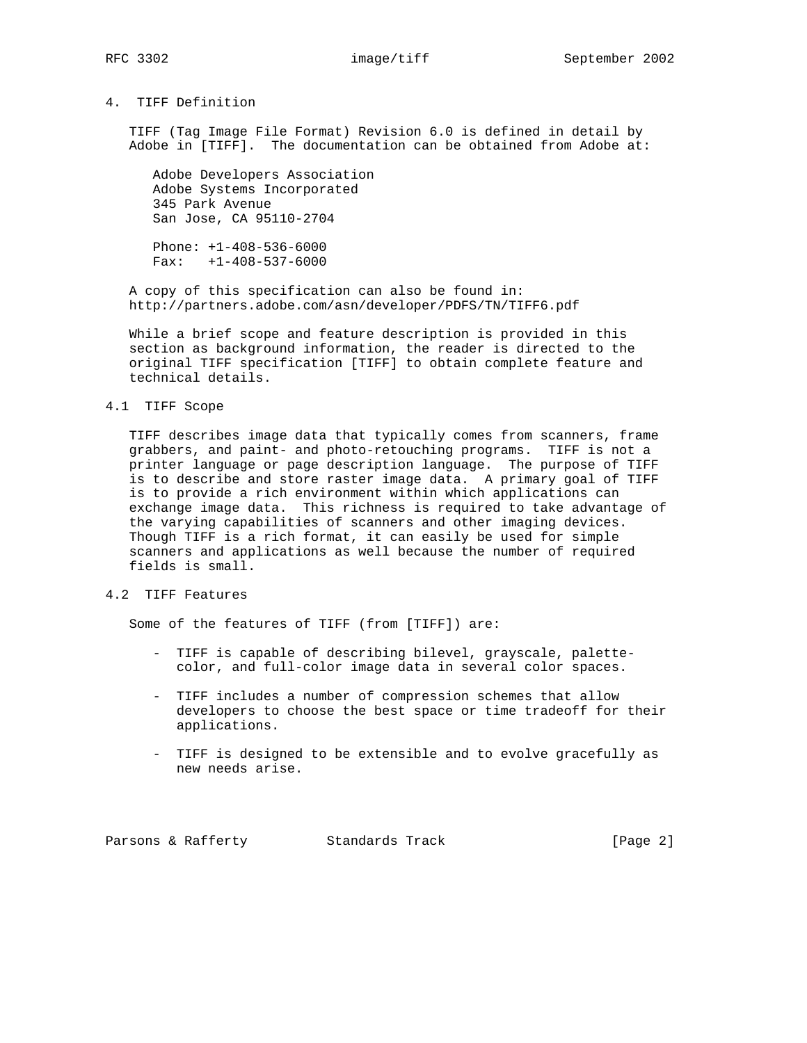## 4. TIFF Definition

TIFF (Tag Image File Format) Revision 6.0 is defined in detail by Adobe in [TIFF]. The documentation can be obtained from Adobe at:

Adobe Developers Association
Adobe Systems Incorporated
345 Park Avenue
San Jose, CA 95110-2704

Phone: +1-408-536-6000
Fax: +1-408-537-6000

A copy of this specification can also be found in:
http://partners.adobe.com/asn/developer/PDFS/TN/TIFF6.pdf

While a brief scope and feature description is provided in this section as background information, the reader is directed to the original TIFF specification [TIFF] to obtain complete feature and technical details.

### 4.1 TIFF Scope

TIFF describes image data that typically comes from scanners, frame grabbers, and paint- and photo-retouching programs. TIFF is not a printer language or page description language. The purpose of TIFF is to describe and store raster image data. A primary goal of TIFF is to provide a rich environment within which applications can exchange image data. This richness is required to take advantage of the varying capabilities of scanners and other imaging devices. Though TIFF is a rich format, it can easily be used for simple scanners and applications as well because the number of required fields is small.

### 4.2 TIFF Features

Some of the features of TIFF (from [TIFF]) are:

- TIFF is capable of describing bilevel, grayscale, palette-color, and full-color image data in several color spaces.
- TIFF includes a number of compression schemes that allow developers to choose the best space or time tradeoff for their applications.
- TIFF is designed to be extensible and to evolve gracefully as new needs arise.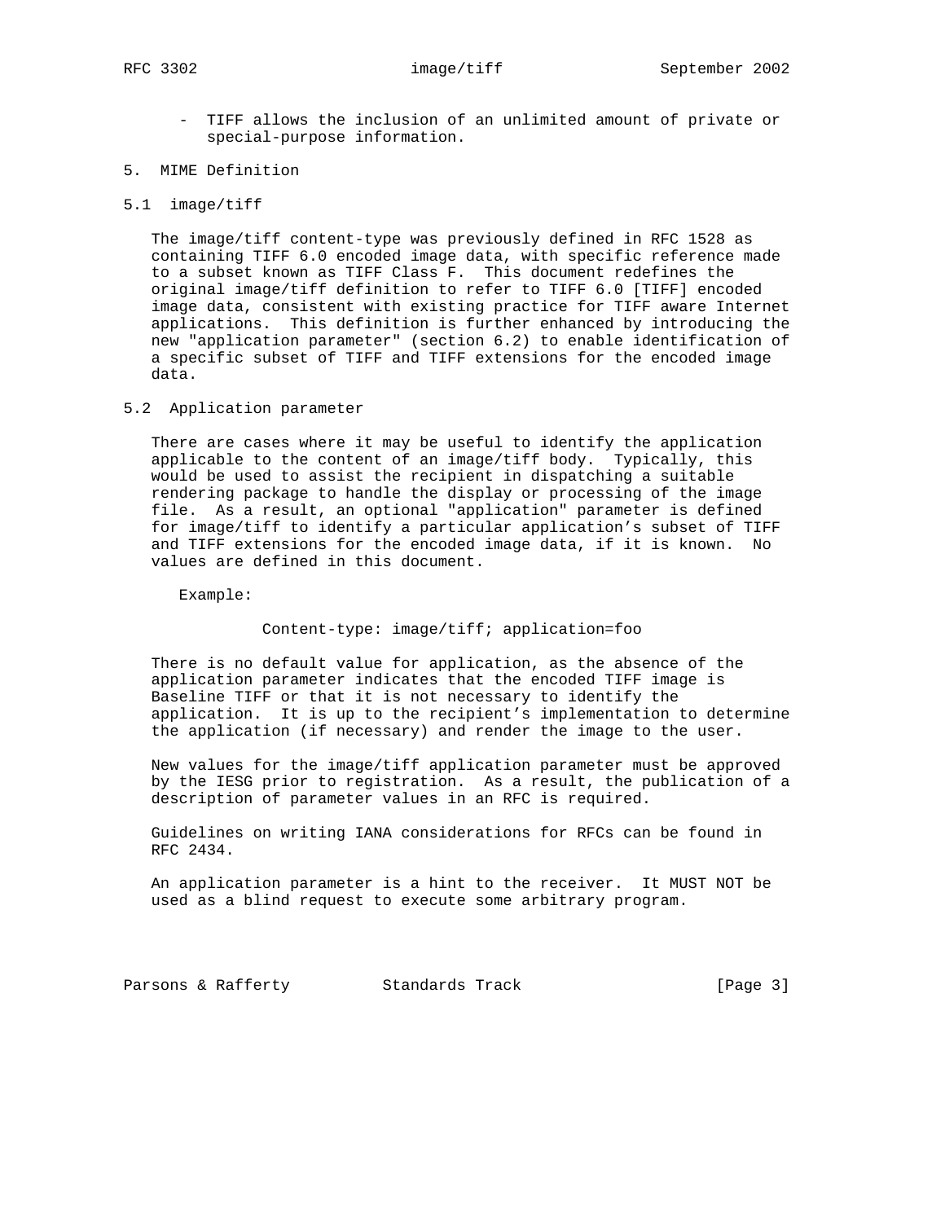- TIFF allows the inclusion of an unlimited amount of private or special-purpose information.

## 5. MIME Definition

### 5.1 image/tiff

The image/tiff content-type was previously defined in RFC 1528 as containing TIFF 6.0 encoded image data, with specific reference made to a subset known as TIFF Class F. This document redefines the original image/tiff definition to refer to TIFF 6.0 [TIFF] encoded image data, consistent with existing practice for TIFF aware Internet applications. This definition is further enhanced by introducing the new "application parameter" (section 6.2) to enable identification of a specific subset of TIFF and TIFF extensions for the encoded image data.

### 5.2 Application parameter

There are cases where it may be useful to identify the application applicable to the content of an image/tiff body. Typically, this would be used to assist the recipient in dispatching a suitable rendering package to handle the display or processing of the image file. As a result, an optional "application" parameter is defined for image/tiff to identify a particular application's subset of TIFF and TIFF extensions for the encoded image data, if it is known. No values are defined in this document.

Example:

```
Content-type: image/tiff; application=foo
```

There is no default value for application, as the absence of the application parameter indicates that the encoded TIFF image is Baseline TIFF or that it is not necessary to identify the application. It is up to the recipient's implementation to determine the application (if necessary) and render the image to the user.

New values for the image/tiff application parameter must be approved by the IESG prior to registration. As a result, the publication of a description of parameter values in an RFC is required.

Guidelines on writing IANA considerations for RFCs can be found in RFC 2434.

An application parameter is a hint to the receiver. It MUST NOT be used as a blind request to execute some arbitrary program.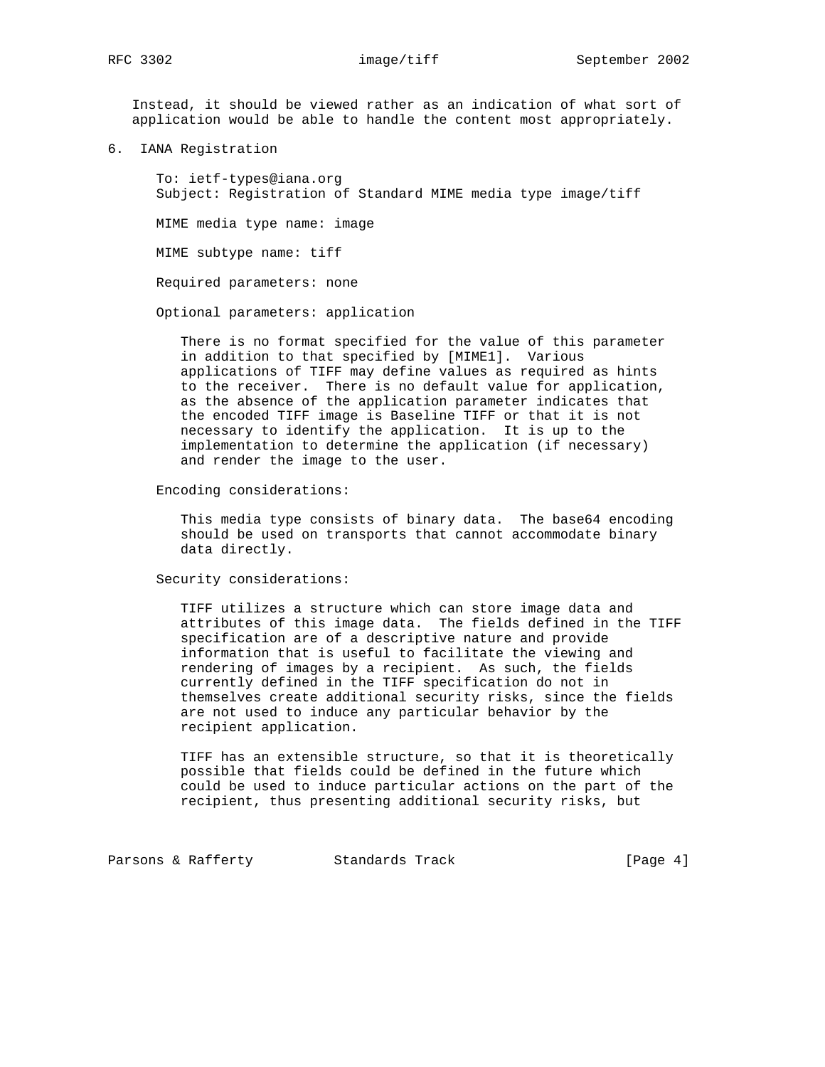Instead, it should be viewed rather as an indication of what sort of application would be able to handle the content most appropriately.

## 6. IANA Registration

To: ietf-types@iana.org
Subject: Registration of Standard MIME media type image/tiff

MIME media type name: image

MIME subtype name: tiff

Required parameters: none

Optional parameters: application

There is no format specified for the value of this parameter in addition to that specified by [MIME1]. Various applications of TIFF may define values as required as hints to the receiver. There is no default value for application, as the absence of the application parameter indicates that the encoded TIFF image is Baseline TIFF or that it is not necessary to identify the application. It is up to the implementation to determine the application (if necessary) and render the image to the user.

Encoding considerations:

This media type consists of binary data. The base64 encoding should be used on transports that cannot accommodate binary data directly.

Security considerations:

TIFF utilizes a structure which can store image data and attributes of this image data. The fields defined in the TIFF specification are of a descriptive nature and provide information that is useful to facilitate the viewing and rendering of images by a recipient. As such, the fields currently defined in the TIFF specification do not in themselves create additional security risks, since the fields are not used to induce any particular behavior by the recipient application.

TIFF has an extensible structure, so that it is theoretically possible that fields could be defined in the future which could be used to induce particular actions on the part of the recipient, thus presenting additional security risks, but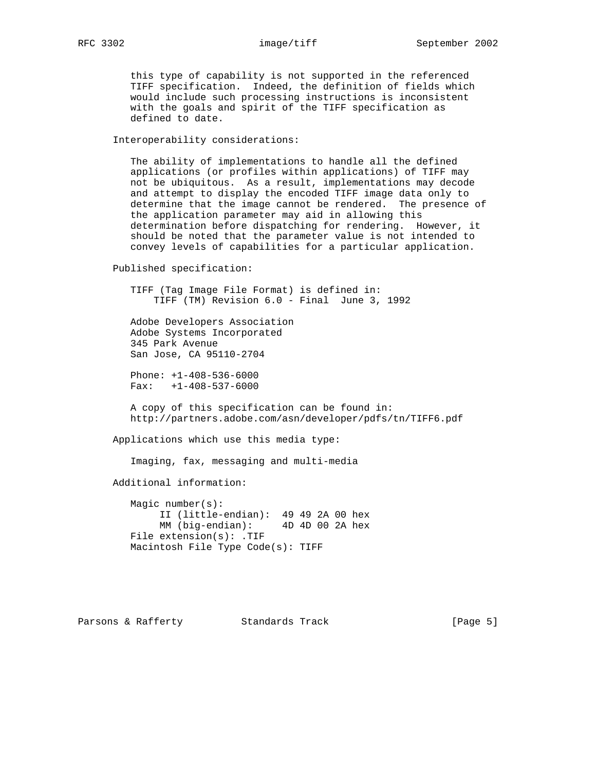this type of capability is not supported in the referenced TIFF specification. Indeed, the definition of fields which would include such processing instructions is inconsistent with the goals and spirit of the TIFF specification as defined to date.

Interoperability considerations:

The ability of implementations to handle all the defined applications (or profiles within applications) of TIFF may not be ubiquitous. As a result, implementations may decode and attempt to display the encoded TIFF image data only to determine that the image cannot be rendered. The presence of the application parameter may aid in allowing this determination before dispatching for rendering. However, it should be noted that the parameter value is not intended to convey levels of capabilities for a particular application.

Published specification:

TIFF (Tag Image File Format) is defined in:
TIFF (TM) Revision 6.0 - Final June 3, 1992

Adobe Developers Association
Adobe Systems Incorporated
345 Park Avenue
San Jose, CA 95110-2704

Phone: +1-408-536-6000
Fax: +1-408-537-6000

A copy of this specification can be found in:
http://partners.adobe.com/asn/developer/pdfs/tn/TIFF6.pdf

Applications which use this media type:

Imaging, fax, messaging and multi-media

Additional information:

```
Magic number(s):
     II (little-endian):  49 49 2A 00 hex
     MM (big-endian):     4D 4D 00 2A hex
File extension(s): .TIF
Macintosh File Type Code(s): TIFF
```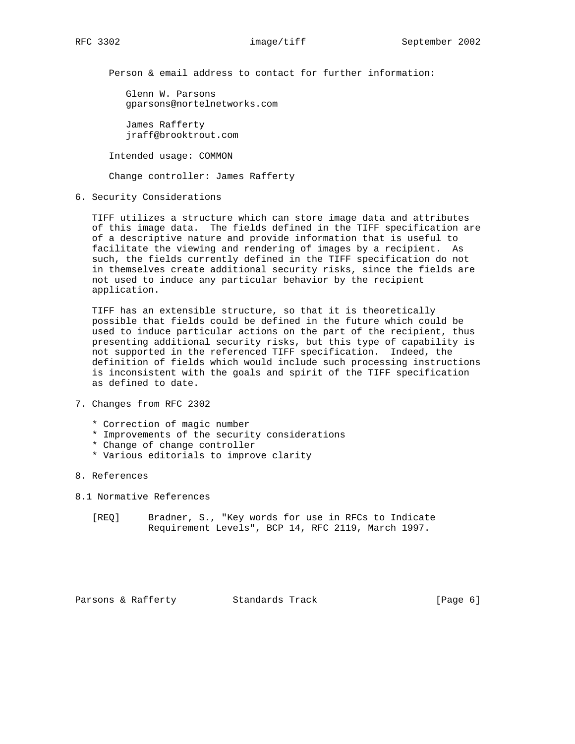Person & email address to contact for further information:

Glenn W. Parsons
gparsons@nortelnetworks.com

James Rafferty
jraff@brooktrout.com

Intended usage: COMMON

Change controller: James Rafferty

## 6. Security Considerations

TIFF utilizes a structure which can store image data and attributes of this image data. The fields defined in the TIFF specification are of a descriptive nature and provide information that is useful to facilitate the viewing and rendering of images by a recipient. As such, the fields currently defined in the TIFF specification do not in themselves create additional security risks, since the fields are not used to induce any particular behavior by the recipient application.

TIFF has an extensible structure, so that it is theoretically possible that fields could be defined in the future which could be used to induce particular actions on the part of the recipient, thus presenting additional security risks, but this type of capability is not supported in the referenced TIFF specification. Indeed, the definition of fields which would include such processing instructions is inconsistent with the goals and spirit of the TIFF specification as defined to date.

## 7. Changes from RFC 2302

* Correction of magic number
* Improvements of the security considerations
* Change of change controller
* Various editorials to improve clarity

## 8. References

### 8.1 Normative References

[REQ] Bradner, S., "Key words for use in RFCs to Indicate Requirement Levels", BCP 14, RFC 2119, March 1997.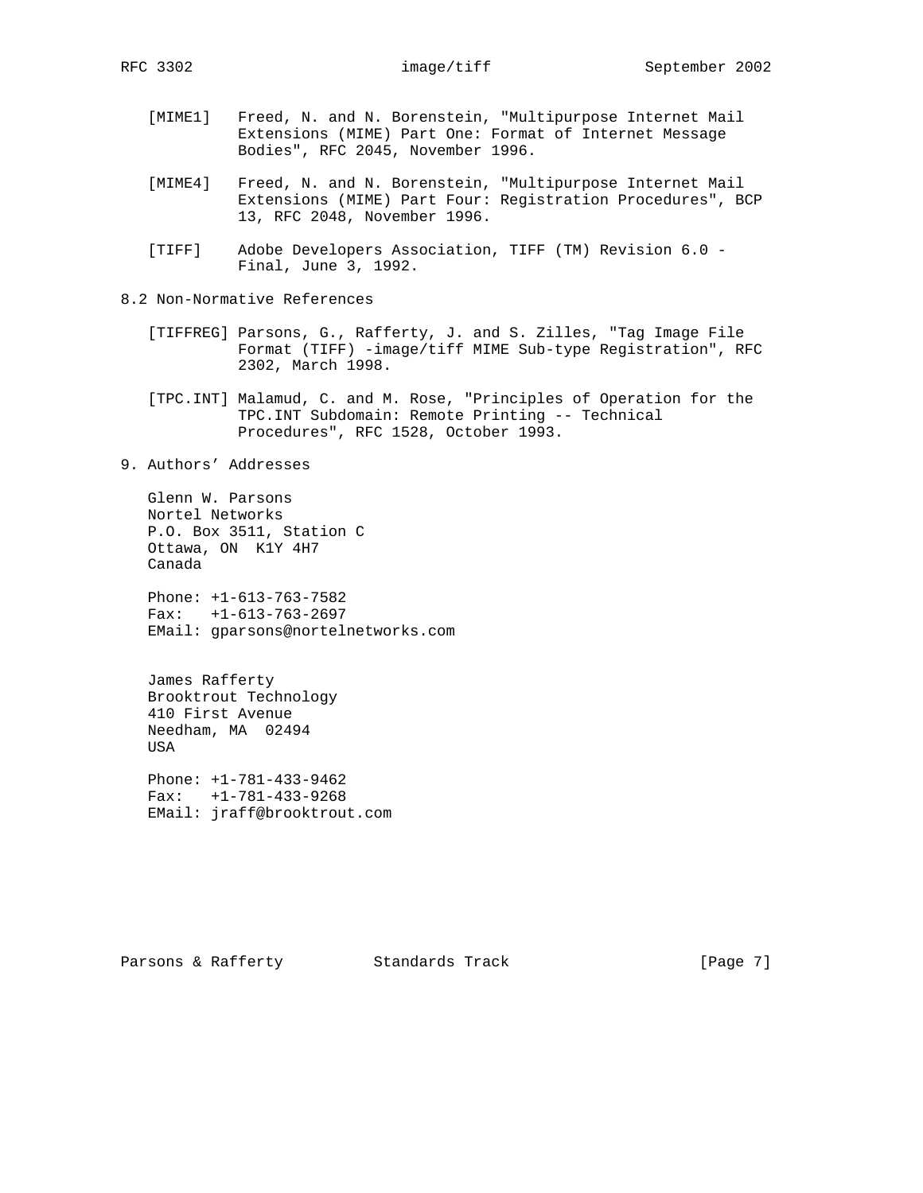[MIME1] Freed, N. and N. Borenstein, "Multipurpose Internet Mail Extensions (MIME) Part One: Format of Internet Message Bodies", RFC 2045, November 1996.

[MIME4] Freed, N. and N. Borenstein, "Multipurpose Internet Mail Extensions (MIME) Part Four: Registration Procedures", BCP 13, RFC 2048, November 1996.

[TIFF] Adobe Developers Association, TIFF (TM) Revision 6.0 - Final, June 3, 1992.

## 8.2 Non-Normative References

[TIFFREG] Parsons, G., Rafferty, J. and S. Zilles, "Tag Image File Format (TIFF) -image/tiff MIME Sub-type Registration", RFC 2302, March 1998.

[TPC.INT] Malamud, C. and M. Rose, "Principles of Operation for the TPC.INT Subdomain: Remote Printing -- Technical Procedures", RFC 1528, October 1993.

## 9. Authors' Addresses

Glenn W. Parsons
Nortel Networks
P.O. Box 3511, Station C
Ottawa, ON K1Y 4H7
Canada

Phone: +1-613-763-7582
Fax: +1-613-763-2697
EMail: gparsons@nortelnetworks.com

James Rafferty
Brooktrout Technology
410 First Avenue
Needham, MA 02494
USA

Phone: +1-781-433-9462
Fax: +1-781-433-9268
EMail: jraff@brooktrout.com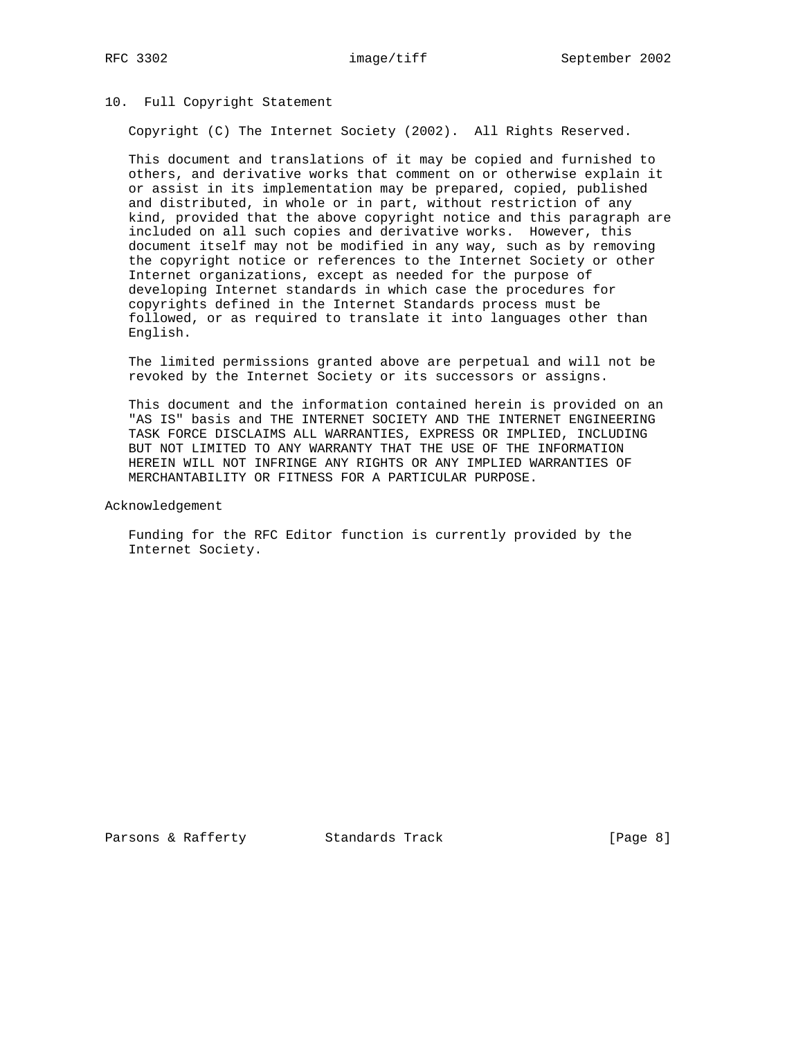## 10. Full Copyright Statement

Copyright (C) The Internet Society (2002). All Rights Reserved.

This document and translations of it may be copied and furnished to others, and derivative works that comment on or otherwise explain it or assist in its implementation may be prepared, copied, published and distributed, in whole or in part, without restriction of any kind, provided that the above copyright notice and this paragraph are included on all such copies and derivative works. However, this document itself may not be modified in any way, such as by removing the copyright notice or references to the Internet Society or other Internet organizations, except as needed for the purpose of developing Internet standards in which case the procedures for copyrights defined in the Internet Standards process must be followed, or as required to translate it into languages other than English.

The limited permissions granted above are perpetual and will not be revoked by the Internet Society or its successors or assigns.

This document and the information contained herein is provided on an "AS IS" basis and THE INTERNET SOCIETY AND THE INTERNET ENGINEERING TASK FORCE DISCLAIMS ALL WARRANTIES, EXPRESS OR IMPLIED, INCLUDING BUT NOT LIMITED TO ANY WARRANTY THAT THE USE OF THE INFORMATION HEREIN WILL NOT INFRINGE ANY RIGHTS OR ANY IMPLIED WARRANTIES OF MERCHANTABILITY OR FITNESS FOR A PARTICULAR PURPOSE.

## Acknowledgement

Funding for the RFC Editor function is currently provided by the Internet Society.